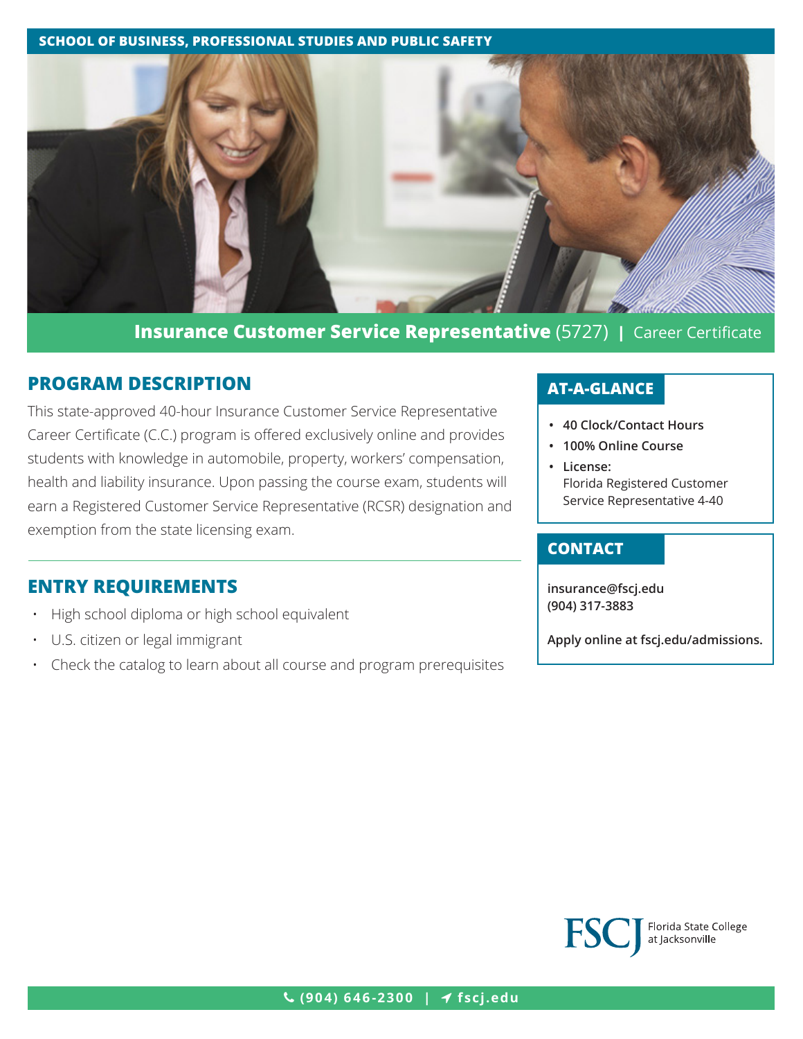SCHOOL OF BUSINESS, PROFESSIONAL STUDIES AND PUBLIC SAFETY

# Insurance Customer Service Representative (5727) | Career Certificate

## PROGRAM DESCRIPTION

This state-approved 40-hour Insurance Customer Service Representative Career Certificate (C.C.) program is offered exclusively online and provides students with knowledge in automobile, property, workers' compensation, health and liability insurance. Upon passing the course exam, students will earn a Registered Customer Service Representative (RCSR) designation and exemption from the state licensing exam.

## ENTRY REQUIREMENTS

- High school diploma or high school equivalent
- U.S. citizen or legal immigrant
- Check the catalog to learn about all course and program prerequisites

## AT-A-GLANCE

- **40 Clock/Contact Hours**
- **100% Online Course**
- **License:** Florida Registered Customer Service Representative 4-40

## CONTACT

**insurance@fscj.edu**
**(904) 317-3883**

**Apply online at fscj.edu/admissions.**

FSCJ Florida State College at Jacksonville

(904) 646-2300 | fscj.edu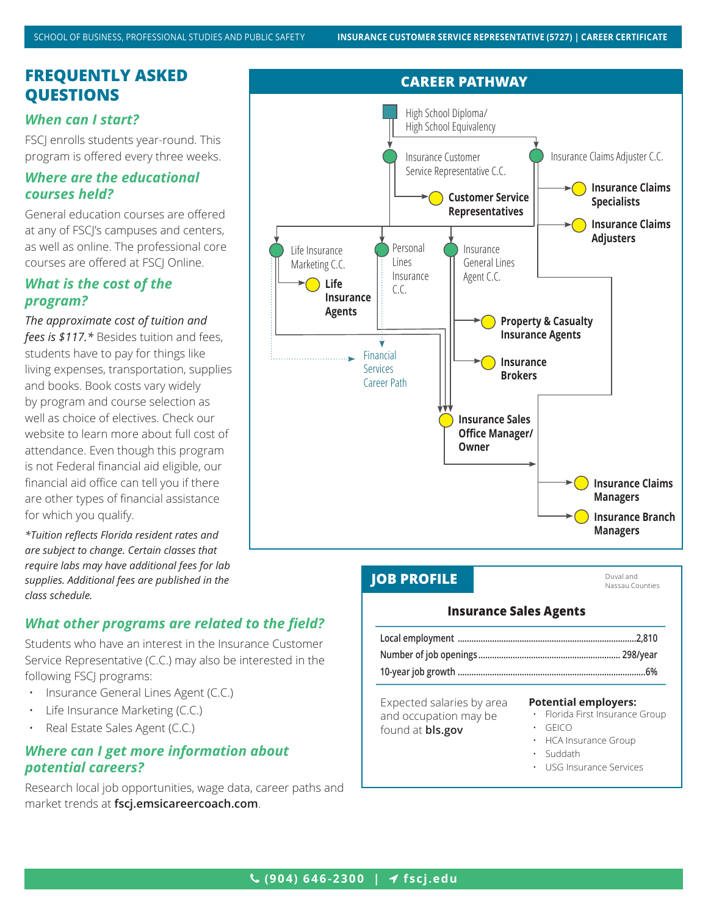# FREQUENTLY ASKED QUESTIONS

### When can I start?

FSCJ enrolls students year-round. This program is offered every three weeks.

### Where are the educational courses held?

General education courses are offered at any of FSCJ's campuses and centers, as well as online. The professional core courses are offered at FSCJ Online.

### What is the cost of the program?

*The approximate cost of tuition and fees is $117.** Besides tuition and fees, students have to pay for things like living expenses, transportation, supplies and books. Book costs vary widely by program and course selection as well as choice of electives. Check our website to learn more about full cost of attendance. Even though this program is not Federal financial aid eligible, our financial aid office can tell you if there are other types of financial assistance for which you qualify.

*\*Tuition reflects Florida resident rates and are subject to change. Certain classes that require labs may have additional fees for lab supplies. Additional fees are published in the class schedule.*

### What other programs are related to the field?

Students who have an interest in the Insurance Customer Service Representative (C.C.) may also be interested in the following FSCJ programs:

- Insurance General Lines Agent (C.C.)
- Life Insurance Marketing (C.C.)
- Real Estate Sales Agent (C.C.)

### Where can I get more information about potential careers?

Research local job opportunities, wage data, career paths and market trends at **fscj.emsicareercoach.com**.

## CAREER PATHWAY

High School Diploma/ High School Equivalency

Insurance Customer Service Representative C.C.

Insurance Claims Adjuster C.C.

**Customer Service Representatives**

**Insurance Claims Specialists**

**Insurance Claims Adjusters**

Life Insurance Marketing C.C.

Personal Lines Insurance C.C.

Insurance General Lines Agent C.C.

**Life Insurance Agents**

**Property & Casualty Insurance Agents**

Financial Services Career Path

**Insurance Brokers**

**Insurance Sales Office Manager/ Owner**

**Insurance Claims Managers**

**Insurance Branch Managers**

## JOB PROFILE

Duval and Nassau Counties

### Insurance Sales Agents

| | |
|---|---|
| Local employment | 2,810 |
| Number of job openings | 298/year |
| 10-year job growth | 6% |

Expected salaries by area and occupation may be found at **bls.gov**

**Potential employers:**

- Florida First Insurance Group
- GEICO
- HCA Insurance Group
- Suddath
- USG Insurance Services

(904) 646-2300 | fscj.edu